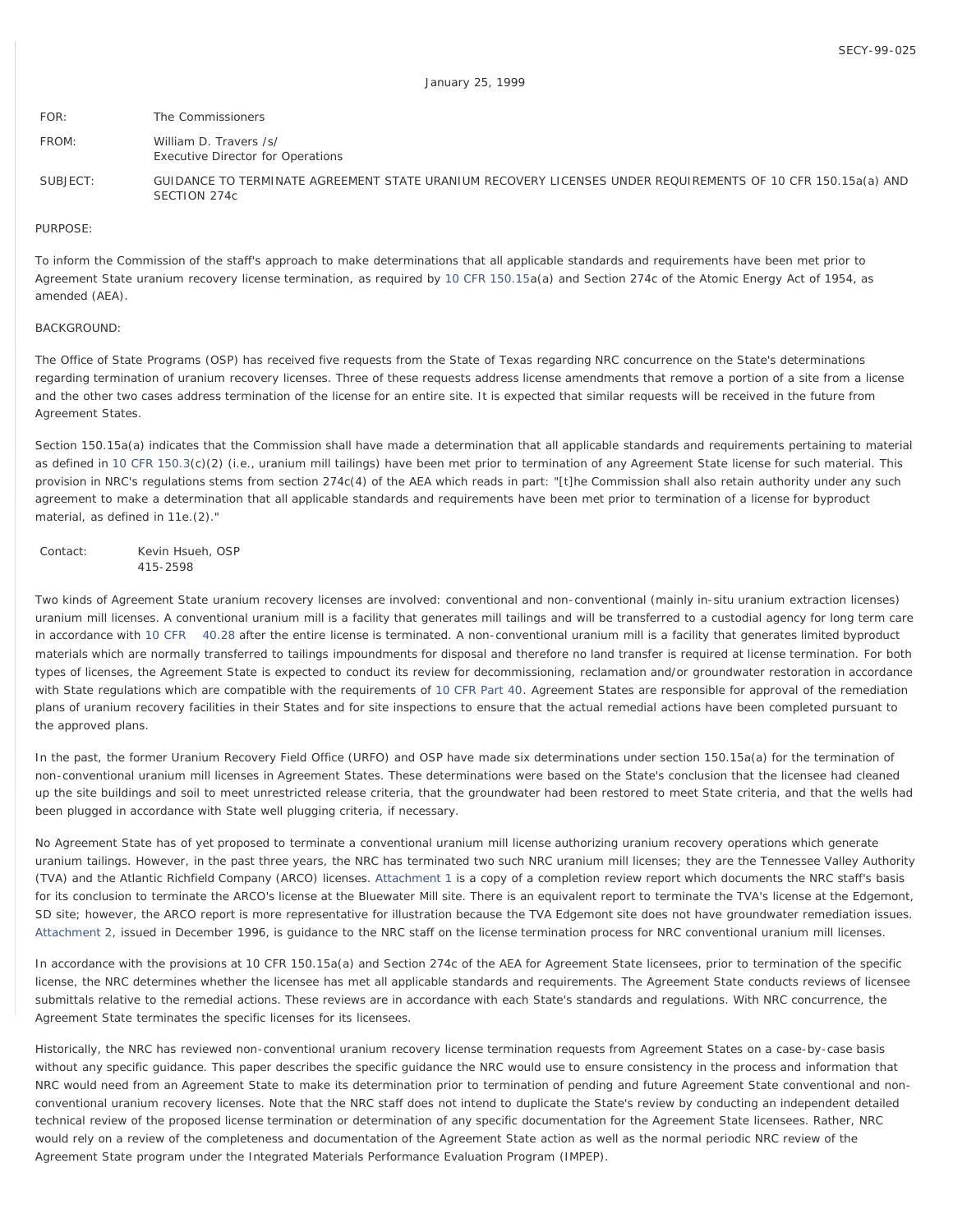SECY-99-025

January 25, 1999

| | |
|---|---|
| FOR: | The Commissioners |
| FROM: | William D. Travers /s/<br>Executive Director for Operations |
| SUBJECT: | GUIDANCE TO TERMINATE AGREEMENT STATE URANIUM RECOVERY LICENSES UNDER REQUIREMENTS OF 10 CFR 150.15a(a) AND SECTION 274c |

PURPOSE:

To inform the Commission of the staff's approach to make determinations that all applicable standards and requirements have been met prior to Agreement State uranium recovery license termination, as required by 10 CFR 150.15a(a) and Section 274c of the Atomic Energy Act of 1954, as amended (AEA).

BACKGROUND:

The Office of State Programs (OSP) has received five requests from the State of Texas regarding NRC concurrence on the State's determinations regarding termination of uranium recovery licenses. Three of these requests address license amendments that remove a portion of a site from a license and the other two cases address termination of the license for an entire site. It is expected that similar requests will be received in the future from Agreement States.

Section 150.15a(a) indicates that the Commission shall have made a determination that all applicable standards and requirements pertaining to material as defined in 10 CFR 150.3(c)(2) (i.e., uranium mill tailings) have been met prior to termination of any Agreement State license for such material. This provision in NRC's regulations stems from section 274c(4) of the AEA which reads in part: "[t]he Commission shall also retain authority under any such agreement to make a determination that all applicable standards and requirements have been met prior to termination of a license for byproduct material, as defined in 11e.(2)."

Contact: Kevin Hsueh, OSP
415-2598

Two kinds of Agreement State uranium recovery licenses are involved: conventional and non-conventional (mainly in-situ uranium extraction licenses) uranium mill licenses. A conventional uranium mill is a facility that generates mill tailings and will be transferred to a custodial agency for long term care in accordance with 10 CFR 40.28 after the entire license is terminated. A non-conventional uranium mill is a facility that generates limited byproduct materials which are normally transferred to tailings impoundments for disposal and therefore no land transfer is required at license termination. For both types of licenses, the Agreement State is expected to conduct its review for decommissioning, reclamation and/or groundwater restoration in accordance with State regulations which are compatible with the requirements of 10 CFR Part 40. Agreement States are responsible for approval of the remediation plans of uranium recovery facilities in their States and for site inspections to ensure that the actual remedial actions have been completed pursuant to the approved plans.

In the past, the former Uranium Recovery Field Office (URFO) and OSP have made six determinations under section 150.15a(a) for the termination of non-conventional uranium mill licenses in Agreement States. These determinations were based on the State's conclusion that the licensee had cleaned up the site buildings and soil to meet unrestricted release criteria, that the groundwater had been restored to meet State criteria, and that the wells had been plugged in accordance with State well plugging criteria, if necessary.

No Agreement State has of yet proposed to terminate a conventional uranium mill license authorizing uranium recovery operations which generate uranium tailings. However, in the past three years, the NRC has terminated two such NRC uranium mill licenses; they are the Tennessee Valley Authority (TVA) and the Atlantic Richfield Company (ARCO) licenses. Attachment 1 is a copy of a completion review report which documents the NRC staff's basis for its conclusion to terminate the ARCO's license at the Bluewater Mill site. There is an equivalent report to terminate the TVA's license at the Edgemont, SD site; however, the ARCO report is more representative for illustration because the TVA Edgemont site does not have groundwater remediation issues. Attachment 2, issued in December 1996, is guidance to the NRC staff on the license termination process for NRC conventional uranium mill licenses.

In accordance with the provisions at 10 CFR 150.15a(a) and Section 274c of the AEA for Agreement State licensees, prior to termination of the specific license, the NRC determines whether the licensee has met all applicable standards and requirements. The Agreement State conducts reviews of licensee submittals relative to the remedial actions. These reviews are in accordance with each State's standards and regulations. With NRC concurrence, the Agreement State terminates the specific licenses for its licensees.

Historically, the NRC has reviewed non-conventional uranium recovery license termination requests from Agreement States on a case-by-case basis without any specific guidance. This paper describes the specific guidance the NRC would use to ensure consistency in the process and information that NRC would need from an Agreement State to make its determination prior to termination of pending and future Agreement State conventional and non-conventional uranium recovery licenses. Note that the NRC staff does not intend to duplicate the State's review by conducting an independent detailed technical review of the proposed license termination or determination of any specific documentation for the Agreement State licensees. Rather, NRC would rely on a review of the completeness and documentation of the Agreement State action as well as the normal periodic NRC review of the Agreement State program under the Integrated Materials Performance Evaluation Program (IMPEP).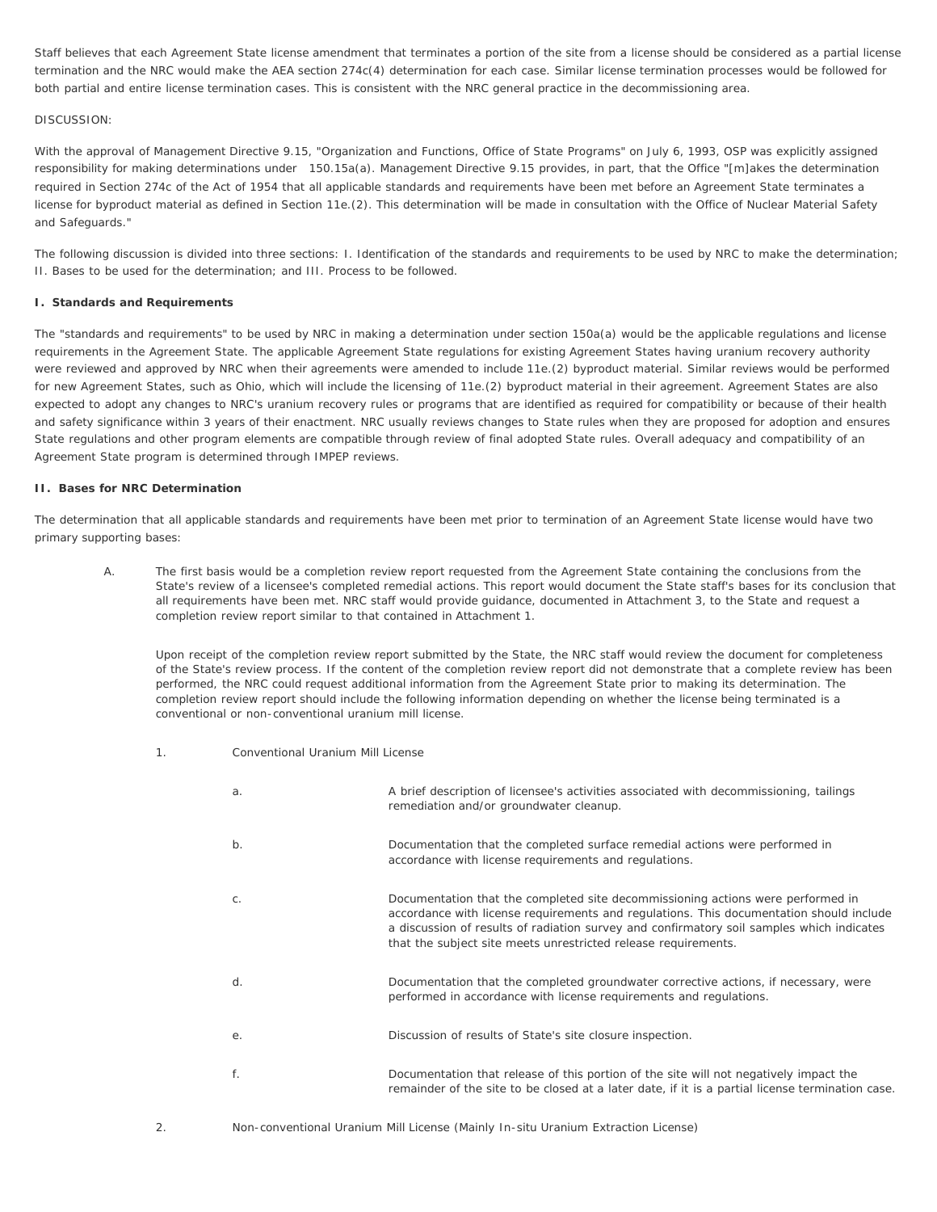Staff believes that each Agreement State license amendment that terminates a portion of the site from a license should be considered as a partial license termination and the NRC would make the AEA section 274c(4) determination for each case. Similar license termination processes would be followed for both partial and entire license termination cases. This is consistent with the NRC general practice in the decommissioning area.

DISCUSSION:

With the approval of Management Directive 9.15, "Organization and Functions, Office of State Programs" on July 6, 1993, OSP was explicitly assigned responsibility for making determinations under 150.15a(a). Management Directive 9.15 provides, in part, that the Office "[m]akes the determination required in Section 274c of the Act of 1954 that all applicable standards and requirements have been met before an Agreement State terminates a license for byproduct material as defined in Section 11e.(2). This determination will be made in consultation with the Office of Nuclear Material Safety and Safeguards."

The following discussion is divided into three sections: I. Identification of the standards and requirements to be used by NRC to make the determination; II. Bases to be used for the determination; and III. Process to be followed.

**I. Standards and Requirements**

The "standards and requirements" to be used by NRC in making a determination under section 150a(a) would be the applicable regulations and license requirements in the Agreement State. The applicable Agreement State regulations for existing Agreement States having uranium recovery authority were reviewed and approved by NRC when their agreements were amended to include 11e.(2) byproduct material. Similar reviews would be performed for new Agreement States, such as Ohio, which will include the licensing of 11e.(2) byproduct material in their agreement. Agreement States are also expected to adopt any changes to NRC's uranium recovery rules or programs that are identified as required for compatibility or because of their health and safety significance within 3 years of their enactment. NRC usually reviews changes to State rules when they are proposed for adoption and ensures State regulations and other program elements are compatible through review of final adopted State rules. Overall adequacy and compatibility of an Agreement State program is determined through IMPEP reviews.

**II. Bases for NRC Determination**

The determination that all applicable standards and requirements have been met prior to termination of an Agreement State license would have two primary supporting bases:

A. The first basis would be a completion review report requested from the Agreement State containing the conclusions from the State's review of a licensee's completed remedial actions. This report would document the State staff's bases for its conclusion that all requirements have been met. NRC staff would provide guidance, documented in Attachment 3, to the State and request a completion review report similar to that contained in Attachment 1.

   Upon receipt of the completion review report submitted by the State, the NRC staff would review the document for completeness of the State's review process. If the content of the completion review report did not demonstrate that a complete review has been performed, the NRC could request additional information from the Agreement State prior to making its determination. The completion review report should include the following information depending on whether the license being terminated is a conventional or non-conventional uranium mill license.

   1. Conventional Uranium Mill License

      a. A brief description of licensee's activities associated with decommissioning, tailings remediation and/or groundwater cleanup.

      b. Documentation that the completed surface remedial actions were performed in accordance with license requirements and regulations.

      c. Documentation that the completed site decommissioning actions were performed in accordance with license requirements and regulations. This documentation should include a discussion of results of radiation survey and confirmatory soil samples which indicates that the subject site meets unrestricted release requirements.

      d. Documentation that the completed groundwater corrective actions, if necessary, were performed in accordance with license requirements and regulations.

      e. Discussion of results of State's site closure inspection.

      f. Documentation that release of this portion of the site will not negatively impact the remainder of the site to be closed at a later date, if it is a partial license termination case.

   2. Non-conventional Uranium Mill License (Mainly In-situ Uranium Extraction License)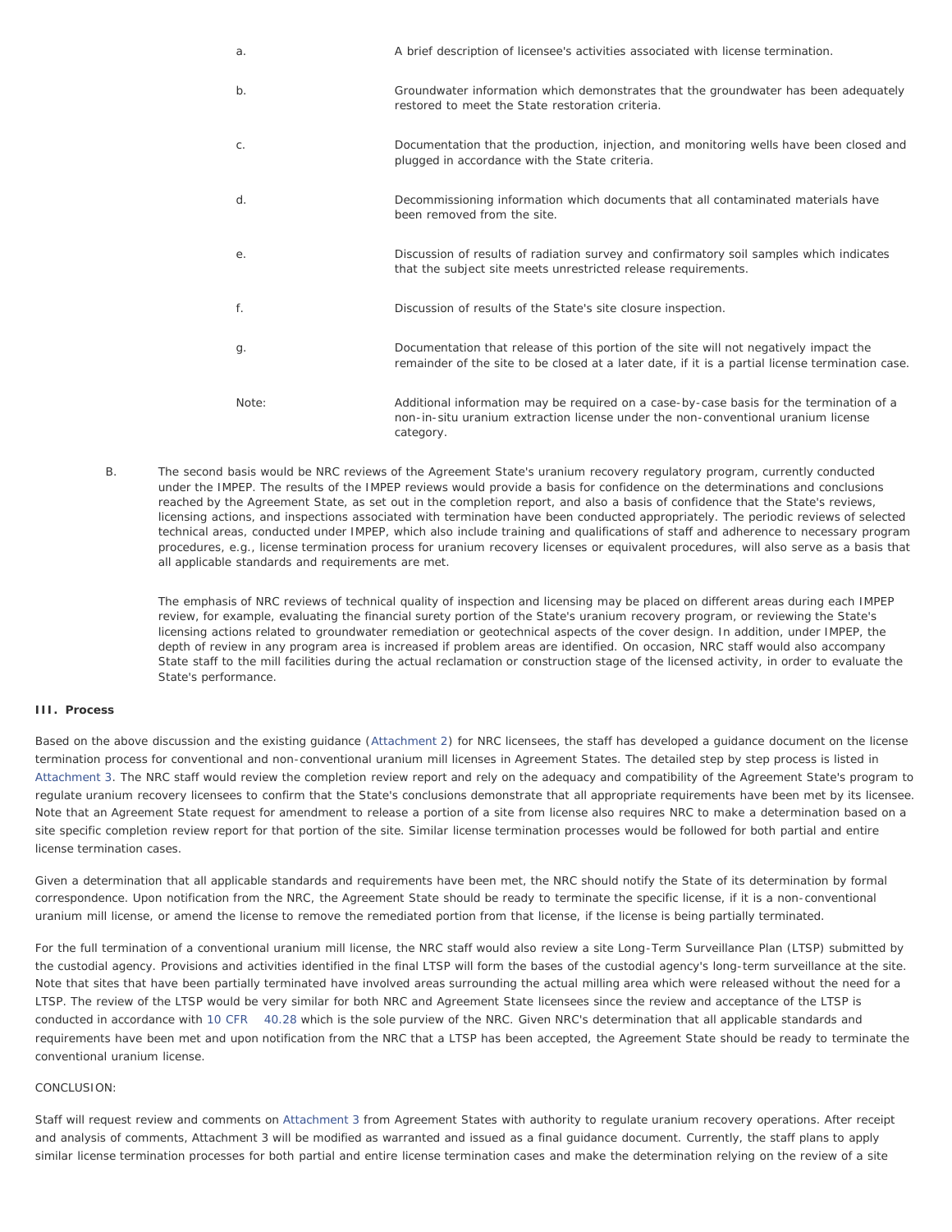a. A brief description of licensee's activities associated with license termination.

b. Groundwater information which demonstrates that the groundwater has been adequately restored to meet the State restoration criteria.

c. Documentation that the production, injection, and monitoring wells have been closed and plugged in accordance with the State criteria.

d. Decommissioning information which documents that all contaminated materials have been removed from the site.

e. Discussion of results of radiation survey and confirmatory soil samples which indicates that the subject site meets unrestricted release requirements.

f. Discussion of results of the State's site closure inspection.

g. Documentation that release of this portion of the site will not negatively impact the remainder of the site to be closed at a later date, if it is a partial license termination case.

Note: Additional information may be required on a case-by-case basis for the termination of a non-in-situ uranium extraction license under the non-conventional uranium license category.

B. The second basis would be NRC reviews of the Agreement State's uranium recovery regulatory program, currently conducted under the IMPEP. The results of the IMPEP reviews would provide a basis for confidence on the determinations and conclusions reached by the Agreement State, as set out in the completion report, and also a basis of confidence that the State's reviews, licensing actions, and inspections associated with termination have been conducted appropriately. The periodic reviews of selected technical areas, conducted under IMPEP, which also include training and qualifications of staff and adherence to necessary program procedures, e.g., license termination process for uranium recovery licenses or equivalent procedures, will also serve as a basis that all applicable standards and requirements are met.

The emphasis of NRC reviews of technical quality of inspection and licensing may be placed on different areas during each IMPEP review, for example, evaluating the financial surety portion of the State's uranium recovery program, or reviewing the State's licensing actions related to groundwater remediation or geotechnical aspects of the cover design. In addition, under IMPEP, the depth of review in any program area is increased if problem areas are identified. On occasion, NRC staff would also accompany State staff to the mill facilities during the actual reclamation or construction stage of the licensed activity, in order to evaluate the State's performance.

### III. Process

Based on the above discussion and the existing guidance (Attachment 2) for NRC licensees, the staff has developed a guidance document on the license termination process for conventional and non-conventional uranium mill licenses in Agreement States. The detailed step by step process is listed in Attachment 3. The NRC staff would review the completion review report and rely on the adequacy and compatibility of the Agreement State's program to regulate uranium recovery licensees to confirm that the State's conclusions demonstrate that all appropriate requirements have been met by its licensee. Note that an Agreement State request for amendment to release a portion of a site from license also requires NRC to make a determination based on a site specific completion review report for that portion of the site. Similar license termination processes would be followed for both partial and entire license termination cases.

Given a determination that all applicable standards and requirements have been met, the NRC should notify the State of its determination by formal correspondence. Upon notification from the NRC, the Agreement State should be ready to terminate the specific license, if it is a non-conventional uranium mill license, or amend the license to remove the remediated portion from that license, if the license is being partially terminated.

For the full termination of a conventional uranium mill license, the NRC staff would also review a site Long-Term Surveillance Plan (LTSP) submitted by the custodial agency. Provisions and activities identified in the final LTSP will form the bases of the custodial agency's long-term surveillance at the site. Note that sites that have been partially terminated have involved areas surrounding the actual milling area which were released without the need for a LTSP. The review of the LTSP would be very similar for both NRC and Agreement State licensees since the review and acceptance of the LTSP is conducted in accordance with 10 CFR 40.28 which is the sole purview of the NRC. Given NRC's determination that all applicable standards and requirements have been met and upon notification from the NRC that a LTSP has been accepted, the Agreement State should be ready to terminate the conventional uranium license.

CONCLUSION:

Staff will request review and comments on Attachment 3 from Agreement States with authority to regulate uranium recovery operations. After receipt and analysis of comments, Attachment 3 will be modified as warranted and issued as a final guidance document. Currently, the staff plans to apply similar license termination processes for both partial and entire license termination cases and make the determination relying on the review of a site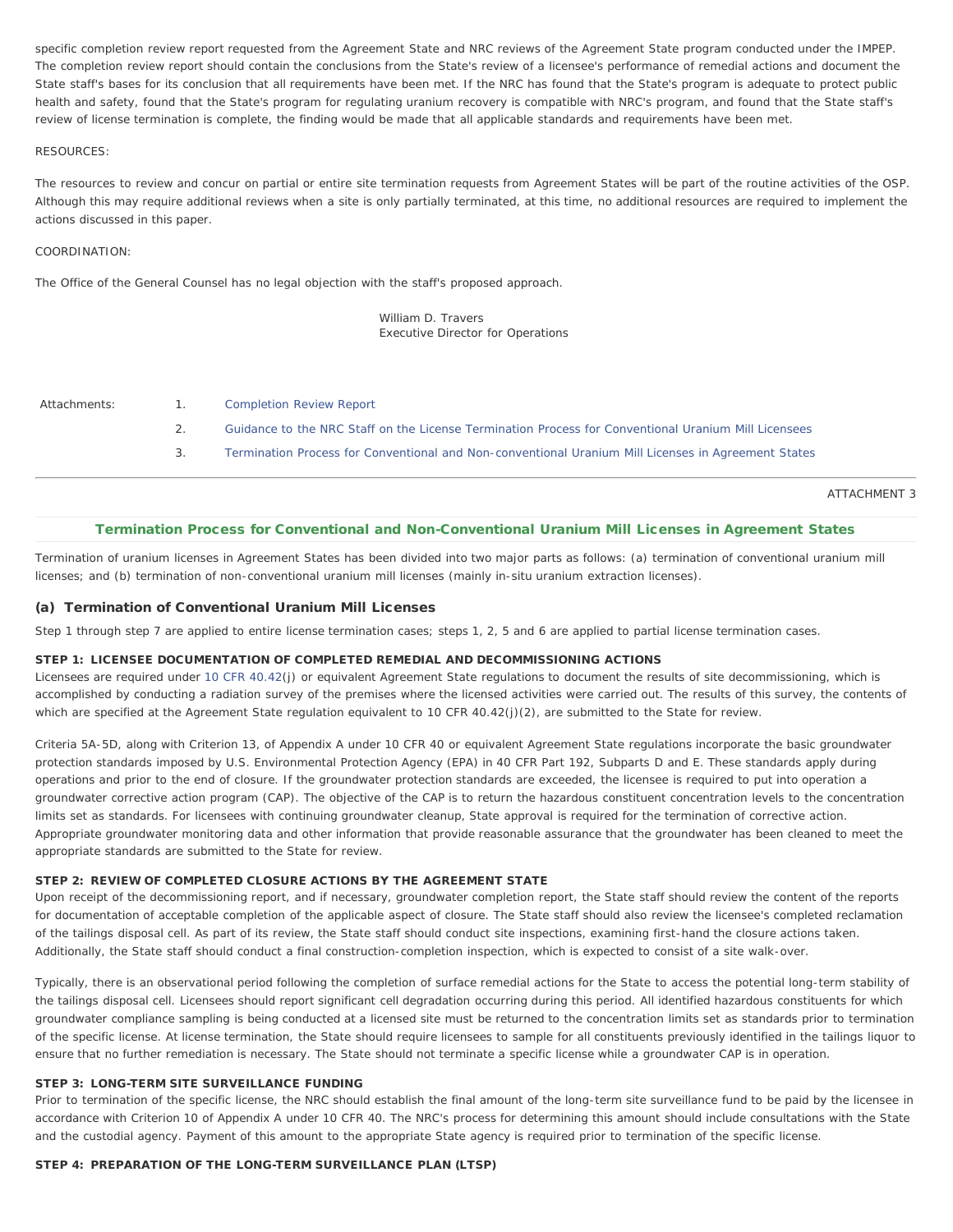specific completion review report requested from the Agreement State and NRC reviews of the Agreement State program conducted under the IMPEP. The completion review report should contain the conclusions from the State's review of a licensee's performance of remedial actions and document the State staff's bases for its conclusion that all requirements have been met. If the NRC has found that the State's program is adequate to protect public health and safety, found that the State's program for regulating uranium recovery is compatible with NRC's program, and found that the State staff's review of license termination is complete, the finding would be made that all applicable standards and requirements have been met.

RESOURCES:

The resources to review and concur on partial or entire site termination requests from Agreement States will be part of the routine activities of the OSP. Although this may require additional reviews when a site is only partially terminated, at this time, no additional resources are required to implement the actions discussed in this paper.

COORDINATION:

The Office of the General Counsel has no legal objection with the staff's proposed approach.

William D. Travers
Executive Director for Operations

Attachments:

1. Completion Review Report
2. Guidance to the NRC Staff on the License Termination Process for Conventional Uranium Mill Licensees
3. Termination Process for Conventional and Non-conventional Uranium Mill Licenses in Agreement States

---

ATTACHMENT 3

## Termination Process for Conventional and Non-Conventional Uranium Mill Licenses in Agreement States

Termination of uranium licenses in Agreement States has been divided into two major parts as follows: (a) termination of conventional uranium mill licenses; and (b) termination of non-conventional uranium mill licenses (mainly in-situ uranium extraction licenses).

### (a) Termination of Conventional Uranium Mill Licenses

Step 1 through step 7 are applied to entire license termination cases; steps 1, 2, 5 and 6 are applied to partial license termination cases.

**STEP 1: LICENSEE DOCUMENTATION OF COMPLETED REMEDIAL AND DECOMMISSIONING ACTIONS**

Licensees are required under 10 CFR 40.42(j) or equivalent Agreement State regulations to document the results of site decommissioning, which is accomplished by conducting a radiation survey of the premises where the licensed activities were carried out. The results of this survey, the contents of which are specified at the Agreement State regulation equivalent to 10 CFR 40.42(j)(2), are submitted to the State for review.

Criteria 5A-5D, along with Criterion 13, of Appendix A under 10 CFR 40 or equivalent Agreement State regulations incorporate the basic groundwater protection standards imposed by U.S. Environmental Protection Agency (EPA) in 40 CFR Part 192, Subparts D and E. These standards apply during operations and prior to the end of closure. If the groundwater protection standards are exceeded, the licensee is required to put into operation a groundwater corrective action program (CAP). The objective of the CAP is to return the hazardous constituent concentration levels to the concentration limits set as standards. For licensees with continuing groundwater cleanup, State approval is required for the termination of corrective action. Appropriate groundwater monitoring data and other information that provide reasonable assurance that the groundwater has been cleaned to meet the appropriate standards are submitted to the State for review.

**STEP 2: REVIEW OF COMPLETED CLOSURE ACTIONS BY THE AGREEMENT STATE**

Upon receipt of the decommissioning report, and if necessary, groundwater completion report, the State staff should review the content of the reports for documentation of acceptable completion of the applicable aspect of closure. The State staff should also review the licensee's completed reclamation of the tailings disposal cell. As part of its review, the State staff should conduct site inspections, examining first-hand the closure actions taken. Additionally, the State staff should conduct a final construction-completion inspection, which is expected to consist of a site walk-over.

Typically, there is an observational period following the completion of surface remedial actions for the State to access the potential long-term stability of the tailings disposal cell. Licensees should report significant cell degradation occurring during this period. All identified hazardous constituents for which groundwater compliance sampling is being conducted at a licensed site must be returned to the concentration limits set as standards prior to termination of the specific license. At license termination, the State should require licensees to sample for all constituents previously identified in the tailings liquor to ensure that no further remediation is necessary. The State should not terminate a specific license while a groundwater CAP is in operation.

**STEP 3: LONG-TERM SITE SURVEILLANCE FUNDING**

Prior to termination of the specific license, the NRC should establish the final amount of the long-term site surveillance fund to be paid by the licensee in accordance with Criterion 10 of Appendix A under 10 CFR 40. The NRC's process for determining this amount should include consultations with the State and the custodial agency. Payment of this amount to the appropriate State agency is required prior to termination of the specific license.

**STEP 4: PREPARATION OF THE LONG-TERM SURVEILLANCE PLAN (LTSP)**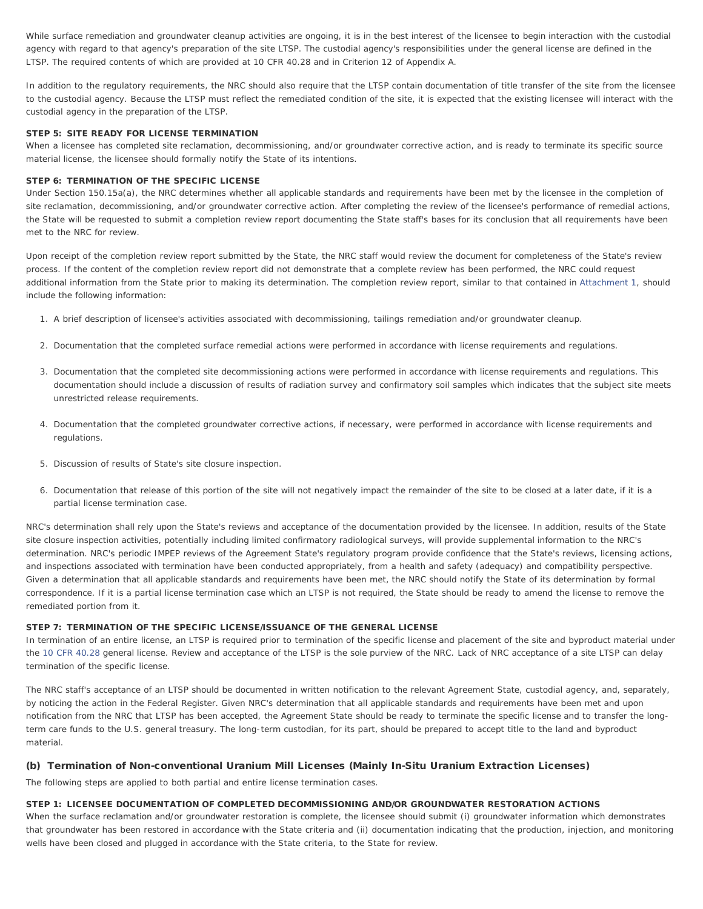While surface remediation and groundwater cleanup activities are ongoing, it is in the best interest of the licensee to begin interaction with the custodial agency with regard to that agency's preparation of the site LTSP. The custodial agency's responsibilities under the general license are defined in the LTSP. The required contents of which are provided at 10 CFR 40.28 and in Criterion 12 of Appendix A.

In addition to the regulatory requirements, the NRC should also require that the LTSP contain documentation of title transfer of the site from the licensee to the custodial agency. Because the LTSP must reflect the remediated condition of the site, it is expected that the existing licensee will interact with the custodial agency in the preparation of the LTSP.

#### STEP 5: SITE READY FOR LICENSE TERMINATION

When a licensee has completed site reclamation, decommissioning, and/or groundwater corrective action, and is ready to terminate its specific source material license, the licensee should formally notify the State of its intentions.

#### STEP 6: TERMINATION OF THE SPECIFIC LICENSE

Under Section 150.15a(a), the NRC determines whether all applicable standards and requirements have been met by the licensee in the completion of site reclamation, decommissioning, and/or groundwater corrective action. After completing the review of the licensee's performance of remedial actions, the State will be requested to submit a completion review report documenting the State staff's bases for its conclusion that all requirements have been met to the NRC for review.

Upon receipt of the completion review report submitted by the State, the NRC staff would review the document for completeness of the State's review process. If the content of the completion review report did not demonstrate that a complete review has been performed, the NRC could request additional information from the State prior to making its determination. The completion review report, similar to that contained in Attachment 1, should include the following information:

1. A brief description of licensee's activities associated with decommissioning, tailings remediation and/or groundwater cleanup.
2. Documentation that the completed surface remedial actions were performed in accordance with license requirements and regulations.
3. Documentation that the completed site decommissioning actions were performed in accordance with license requirements and regulations. This documentation should include a discussion of results of radiation survey and confirmatory soil samples which indicates that the subject site meets unrestricted release requirements.
4. Documentation that the completed groundwater corrective actions, if necessary, were performed in accordance with license requirements and regulations.
5. Discussion of results of State's site closure inspection.
6. Documentation that release of this portion of the site will not negatively impact the remainder of the site to be closed at a later date, if it is a partial license termination case.

NRC's determination shall rely upon the State's reviews and acceptance of the documentation provided by the licensee. In addition, results of the State site closure inspection activities, potentially including limited confirmatory radiological surveys, will provide supplemental information to the NRC's determination. NRC's periodic IMPEP reviews of the Agreement State's regulatory program provide confidence that the State's reviews, licensing actions, and inspections associated with termination have been conducted appropriately, from a health and safety (adequacy) and compatibility perspective. Given a determination that all applicable standards and requirements have been met, the NRC should notify the State of its determination by formal correspondence. If it is a partial license termination case which an LTSP is not required, the State should be ready to amend the license to remove the remediated portion from it.

#### STEP 7: TERMINATION OF THE SPECIFIC LICENSE/ISSUANCE OF THE GENERAL LICENSE

In termination of an entire license, an LTSP is required prior to termination of the specific license and placement of the site and byproduct material under the 10 CFR 40.28 general license. Review and acceptance of the LTSP is the sole purview of the NRC. Lack of NRC acceptance of a site LTSP can delay termination of the specific license.

The NRC staff's acceptance of an LTSP should be documented in written notification to the relevant Agreement State, custodial agency, and, separately, by noticing the action in the Federal Register. Given NRC's determination that all applicable standards and requirements have been met and upon notification from the NRC that LTSP has been accepted, the Agreement State should be ready to terminate the specific license and to transfer the long-term care funds to the U.S. general treasury. The long-term custodian, for its part, should be prepared to accept title to the land and byproduct material.

### (b) Termination of Non-conventional Uranium Mill Licenses (Mainly In-Situ Uranium Extraction Licenses)

The following steps are applied to both partial and entire license termination cases.

#### STEP 1: LICENSEE DOCUMENTATION OF COMPLETED DECOMMISSIONING AND/OR GROUNDWATER RESTORATION ACTIONS

When the surface reclamation and/or groundwater restoration is complete, the licensee should submit (i) groundwater information which demonstrates that groundwater has been restored in accordance with the State criteria and (ii) documentation indicating that the production, injection, and monitoring wells have been closed and plugged in accordance with the State criteria, to the State for review.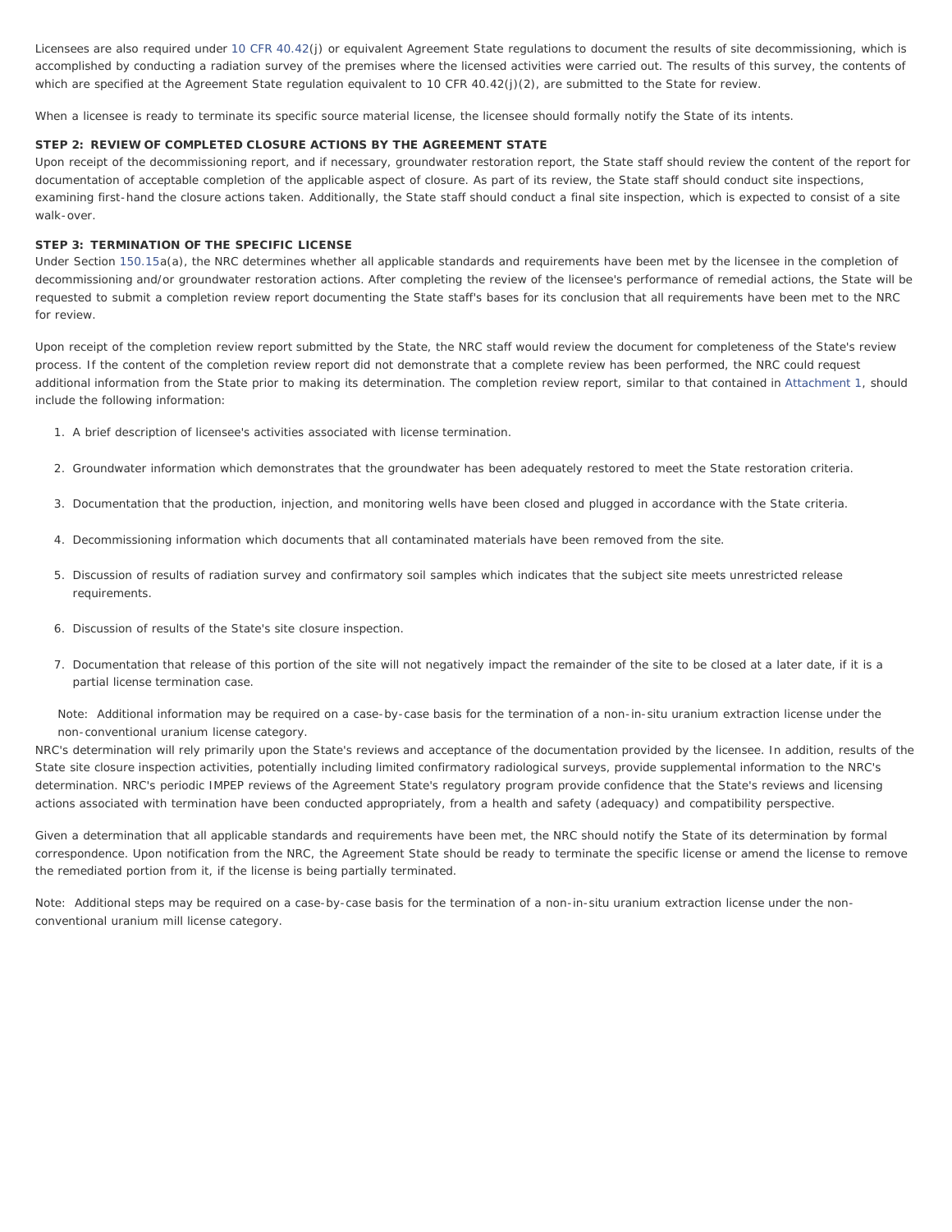Licensees are also required under 10 CFR 40.42(j) or equivalent Agreement State regulations to document the results of site decommissioning, which is accomplished by conducting a radiation survey of the premises where the licensed activities were carried out. The results of this survey, the contents of which are specified at the Agreement State regulation equivalent to 10 CFR 40.42(j)(2), are submitted to the State for review.

When a licensee is ready to terminate its specific source material license, the licensee should formally notify the State of its intents.

**STEP 2: REVIEW OF COMPLETED CLOSURE ACTIONS BY THE AGREEMENT STATE**

Upon receipt of the decommissioning report, and if necessary, groundwater restoration report, the State staff should review the content of the report for documentation of acceptable completion of the applicable aspect of closure. As part of its review, the State staff should conduct site inspections, examining first-hand the closure actions taken. Additionally, the State staff should conduct a final site inspection, which is expected to consist of a site walk-over.

**STEP 3: TERMINATION OF THE SPECIFIC LICENSE**

Under Section 150.15a(a), the NRC determines whether all applicable standards and requirements have been met by the licensee in the completion of decommissioning and/or groundwater restoration actions. After completing the review of the licensee's performance of remedial actions, the State will be requested to submit a completion review report documenting the State staff's bases for its conclusion that all requirements have been met to the NRC for review.

Upon receipt of the completion review report submitted by the State, the NRC staff would review the document for completeness of the State's review process. If the content of the completion review report did not demonstrate that a complete review has been performed, the NRC could request additional information from the State prior to making its determination. The completion review report, similar to that contained in Attachment 1, should include the following information:

1. A brief description of licensee's activities associated with license termination.
2. Groundwater information which demonstrates that the groundwater has been adequately restored to meet the State restoration criteria.
3. Documentation that the production, injection, and monitoring wells have been closed and plugged in accordance with the State criteria.
4. Decommissioning information which documents that all contaminated materials have been removed from the site.
5. Discussion of results of radiation survey and confirmatory soil samples which indicates that the subject site meets unrestricted release requirements.
6. Discussion of results of the State's site closure inspection.
7. Documentation that release of this portion of the site will not negatively impact the remainder of the site to be closed at a later date, if it is a partial license termination case.

Note: Additional information may be required on a case-by-case basis for the termination of a non-in-situ uranium extraction license under the non-conventional uranium license category.

NRC's determination will rely primarily upon the State's reviews and acceptance of the documentation provided by the licensee. In addition, results of the State site closure inspection activities, potentially including limited confirmatory radiological surveys, provide supplemental information to the NRC's determination. NRC's periodic IMPEP reviews of the Agreement State's regulatory program provide confidence that the State's reviews and licensing actions associated with termination have been conducted appropriately, from a health and safety (adequacy) and compatibility perspective.

Given a determination that all applicable standards and requirements have been met, the NRC should notify the State of its determination by formal correspondence. Upon notification from the NRC, the Agreement State should be ready to terminate the specific license or amend the license to remove the remediated portion from it, if the license is being partially terminated.

Note: Additional steps may be required on a case-by-case basis for the termination of a non-in-situ uranium extraction license under the non-conventional uranium mill license category.